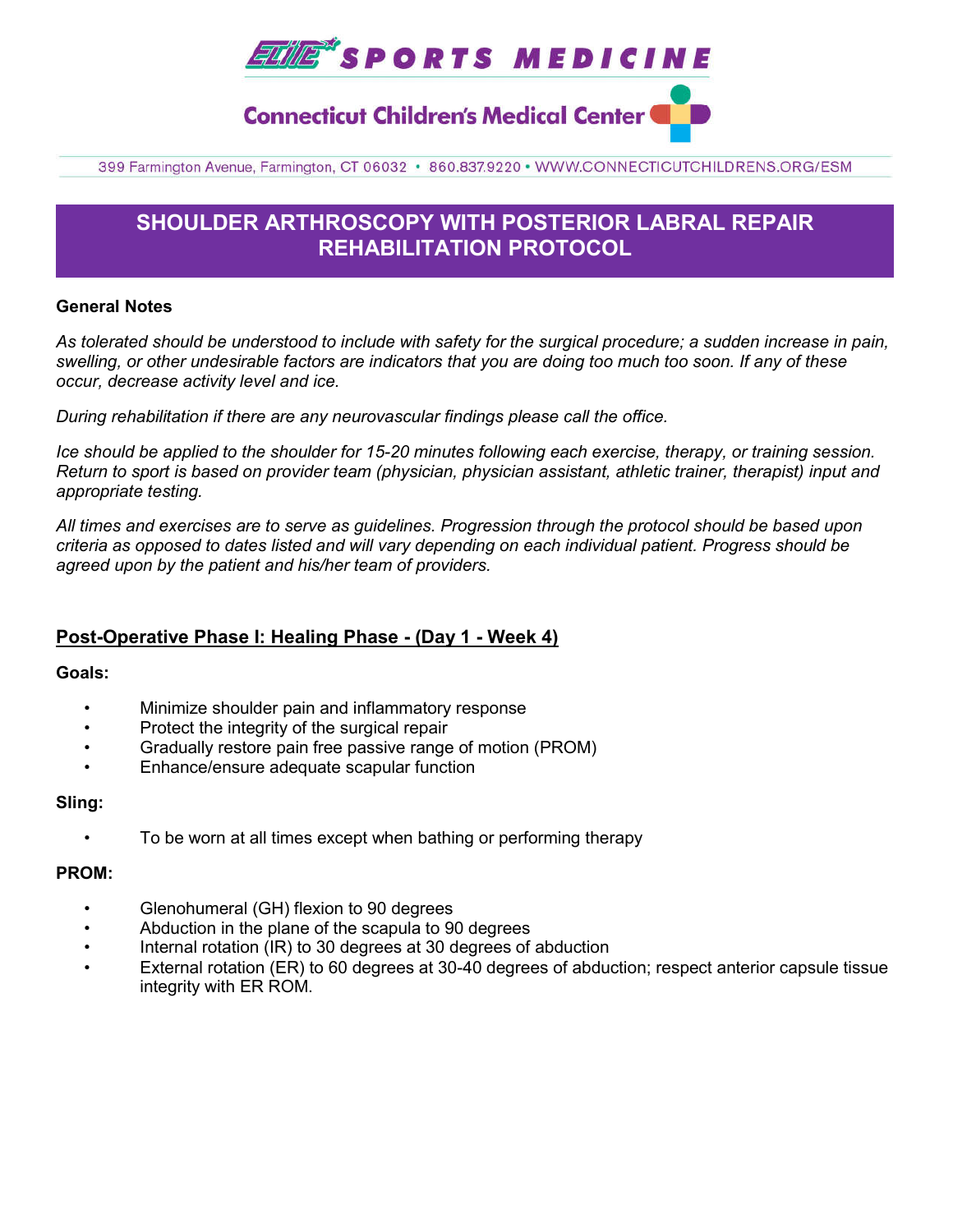# ELITE SPORTS MEDICINE

## Connecticut Children's Medical Center

399 Farmington Avenue, Farmington, CT 06032 • 860.837.9220 • WWW.CONNECTICUTCHILDRENS.ORG/ESM

# SHOULDER ARTHROSCOPY WITH POSTERIOR LABRAL REPAIR REHABILITATION PROTOCOL

**General Notes**

*As tolerated should be understood to include with safety for the surgical procedure; a sudden increase in pain, swelling, or other undesirable factors are indicators that you are doing too much too soon. If any of these occur, decrease activity level and ice.*

*During rehabilitation if there are any neurovascular findings please call the office.*

*Ice should be applied to the shoulder for 15-20 minutes following each exercise, therapy, or training session. Return to sport is based on provider team (physician, physician assistant, athletic trainer, therapist) input and appropriate testing.*

*All times and exercises are to serve as guidelines. Progression through the protocol should be based upon criteria as opposed to dates listed and will vary depending on each individual patient. Progress should be agreed upon by the patient and his/her team of providers.*

## Post-Operative Phase I: Healing Phase - (Day 1 - Week 4)

**Goals:**

- Minimize shoulder pain and inflammatory response
- Protect the integrity of the surgical repair
- Gradually restore pain free passive range of motion (PROM)
- Enhance/ensure adequate scapular function

**Sling:**

- To be worn at all times except when bathing or performing therapy

**PROM:**

- Glenohumeral (GH) flexion to 90 degrees
- Abduction in the plane of the scapula to 90 degrees
- Internal rotation (IR) to 30 degrees at 30 degrees of abduction
- External rotation (ER) to 60 degrees at 30-40 degrees of abduction; respect anterior capsule tissue integrity with ER ROM.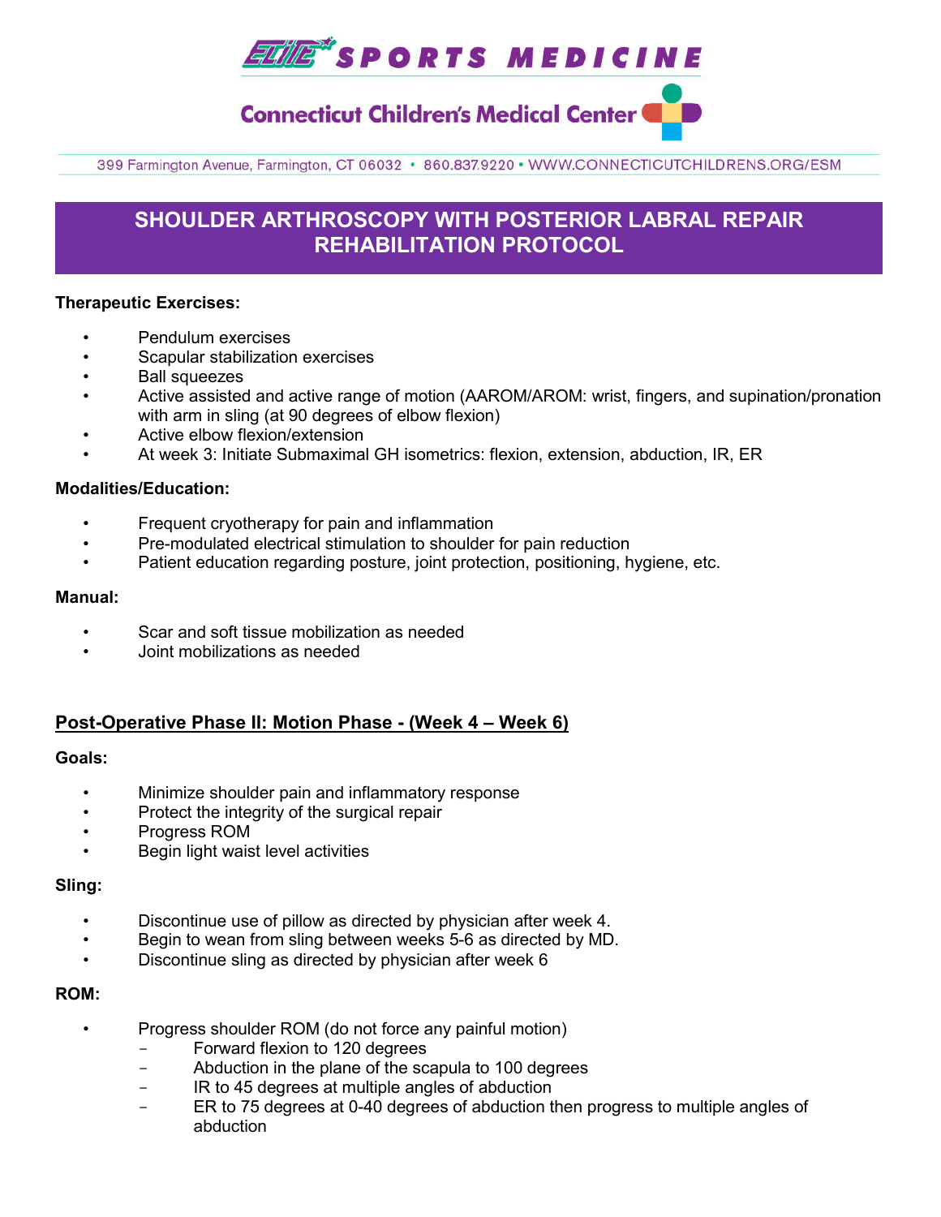**Therapeutic Exercises:**

- Pendulum exercises
- Scapular stabilization exercises
- Ball squeezes
- Active assisted and active range of motion (AAROM/AROM: wrist, fingers, and supination/pronation with arm in sling (at 90 degrees of elbow flexion)
- Active elbow flexion/extension
- At week 3: Initiate Submaximal GH isometrics: flexion, extension, abduction, IR, ER

**Modalities/Education:**

- Frequent cryotherapy for pain and inflammation
- Pre-modulated electrical stimulation to shoulder for pain reduction
- Patient education regarding posture, joint protection, positioning, hygiene, etc.

**Manual:**

- Scar and soft tissue mobilization as needed
- Joint mobilizations as needed

## Post-Operative Phase II: Motion Phase - (Week 4 – Week 6)

**Goals:**

- Minimize shoulder pain and inflammatory response
- Protect the integrity of the surgical repair
- Progress ROM
- Begin light waist level activities

**Sling:**

- Discontinue use of pillow as directed by physician after week 4.
- Begin to wean from sling between weeks 5-6 as directed by MD.
- Discontinue sling as directed by physician after week 6

**ROM:**

- Progress shoulder ROM (do not force any painful motion)
  - Forward flexion to 120 degrees
  - Abduction in the plane of the scapula to 100 degrees
  - IR to 45 degrees at multiple angles of abduction
  - ER to 75 degrees at 0-40 degrees of abduction then progress to multiple angles of abduction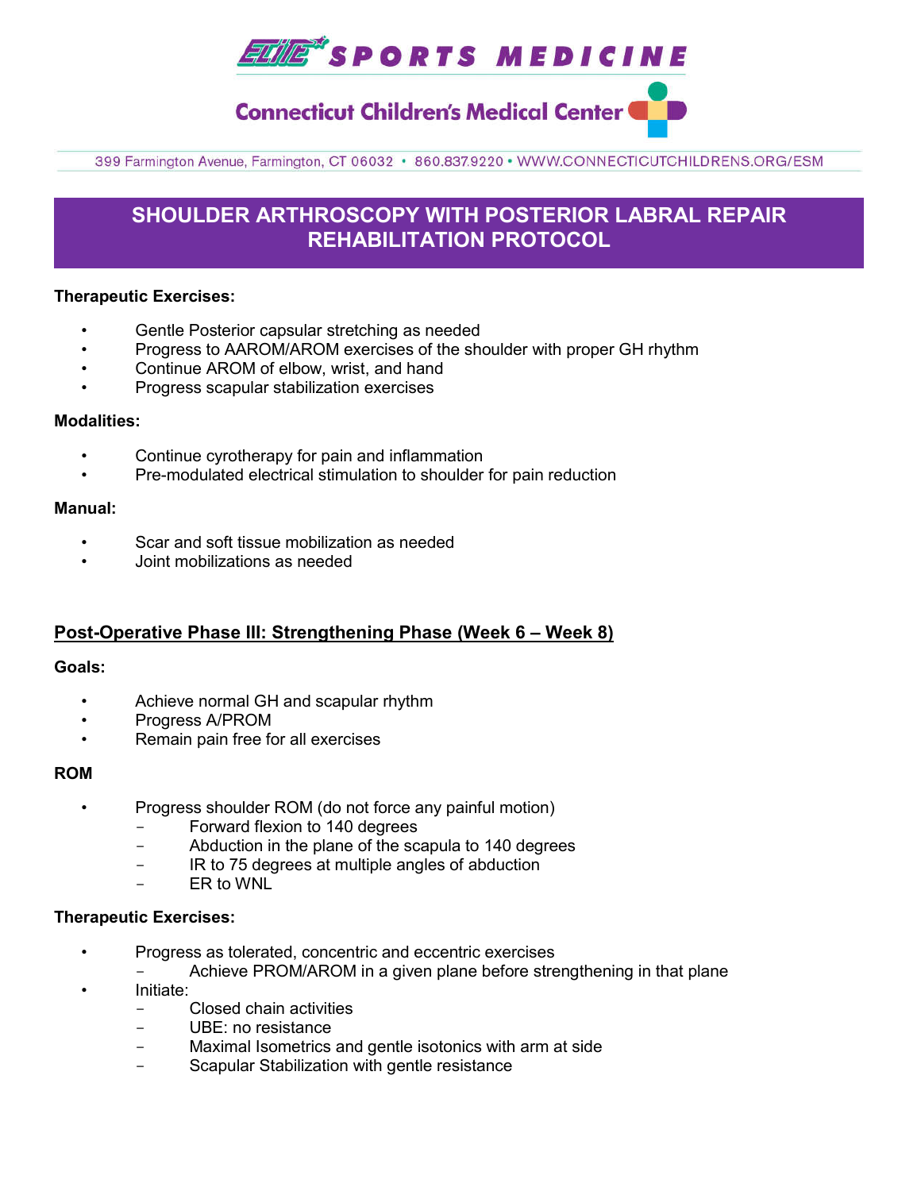# SHOULDER ARTHROSCOPY WITH POSTERIOR LABRAL REPAIR REHABILITATION PROTOCOL

**Therapeutic Exercises:**

- Gentle Posterior capsular stretching as needed
- Progress to AAROM/AROM exercises of the shoulder with proper GH rhythm
- Continue AROM of elbow, wrist, and hand
- Progress scapular stabilization exercises

**Modalities:**

- Continue cyrotherapy for pain and inflammation
- Pre-modulated electrical stimulation to shoulder for pain reduction

**Manual:**

- Scar and soft tissue mobilization as needed
- Joint mobilizations as needed

## Post-Operative Phase III: Strengthening Phase (Week 6 – Week 8)

**Goals:**

- Achieve normal GH and scapular rhythm
- Progress A/PROM
- Remain pain free for all exercises

**ROM**

- Progress shoulder ROM (do not force any painful motion)
  - Forward flexion to 140 degrees
  - Abduction in the plane of the scapula to 140 degrees
  - IR to 75 degrees at multiple angles of abduction
  - ER to WNL

**Therapeutic Exercises:**

- Progress as tolerated, concentric and eccentric exercises
  - Achieve PROM/AROM in a given plane before strengthening in that plane
- Initiate:
  - Closed chain activities
  - UBE: no resistance
  - Maximal Isometrics and gentle isotonics with arm at side
  - Scapular Stabilization with gentle resistance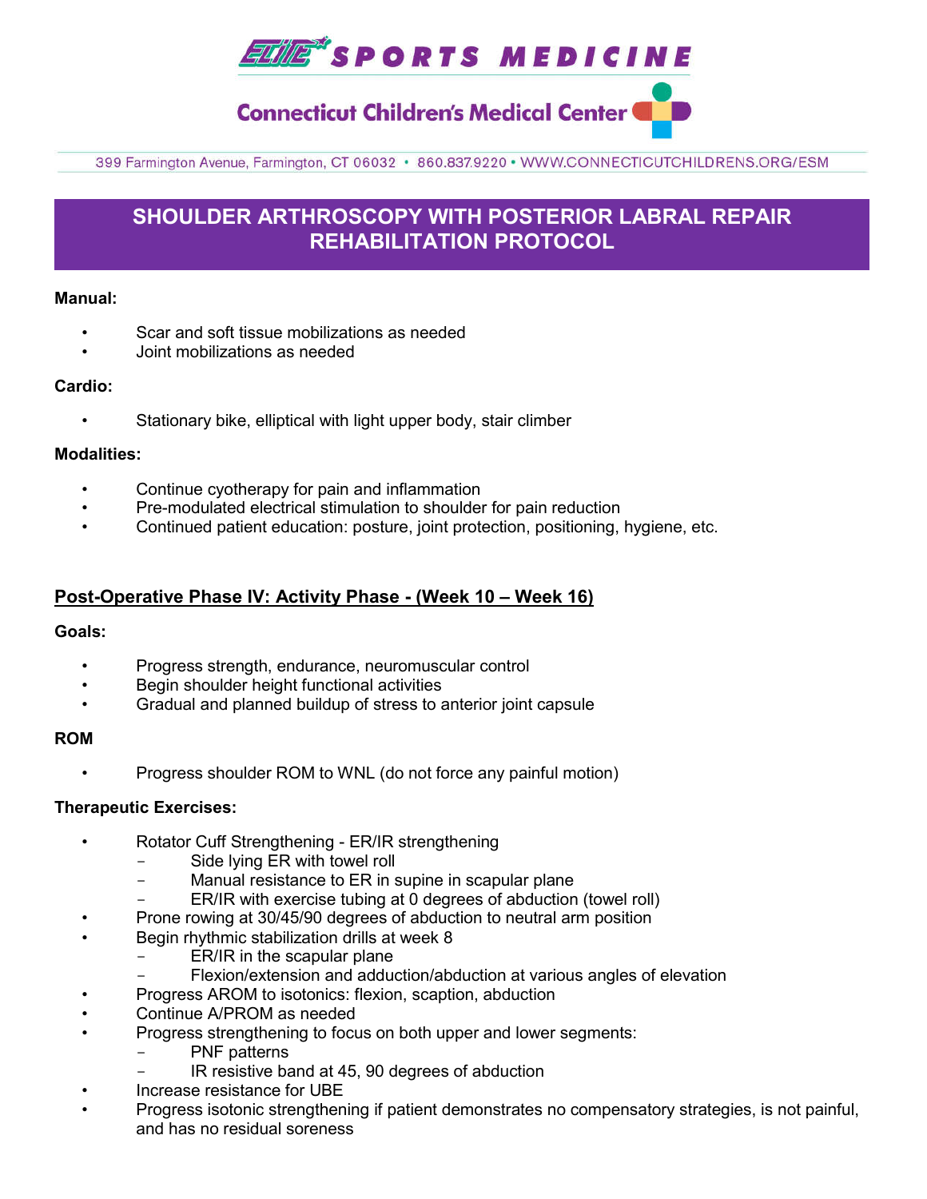# SHOULDER ARTHROSCOPY WITH POSTERIOR LABRAL REPAIR REHABILITATION PROTOCOL

**Manual:**

- Scar and soft tissue mobilizations as needed
- Joint mobilizations as needed

**Cardio:**

- Stationary bike, elliptical with light upper body, stair climber

**Modalities:**

- Continue cyotherapy for pain and inflammation
- Pre-modulated electrical stimulation to shoulder for pain reduction
- Continued patient education: posture, joint protection, positioning, hygiene, etc.

## Post-Operative Phase IV: Activity Phase - (Week 10 – Week 16)

**Goals:**

- Progress strength, endurance, neuromuscular control
- Begin shoulder height functional activities
- Gradual and planned buildup of stress to anterior joint capsule

**ROM**

- Progress shoulder ROM to WNL (do not force any painful motion)

**Therapeutic Exercises:**

- Rotator Cuff Strengthening - ER/IR strengthening
  - Side lying ER with towel roll
  - Manual resistance to ER in supine in scapular plane
  - ER/IR with exercise tubing at 0 degrees of abduction (towel roll)
- Prone rowing at 30/45/90 degrees of abduction to neutral arm position
- Begin rhythmic stabilization drills at week 8
  - ER/IR in the scapular plane
  - Flexion/extension and adduction/abduction at various angles of elevation
- Progress AROM to isotonics: flexion, scaption, abduction
- Continue A/PROM as needed
- Progress strengthening to focus on both upper and lower segments:
  - PNF patterns
  - IR resistive band at 45, 90 degrees of abduction
- Increase resistance for UBE
- Progress isotonic strengthening if patient demonstrates no compensatory strategies, is not painful, and has no residual soreness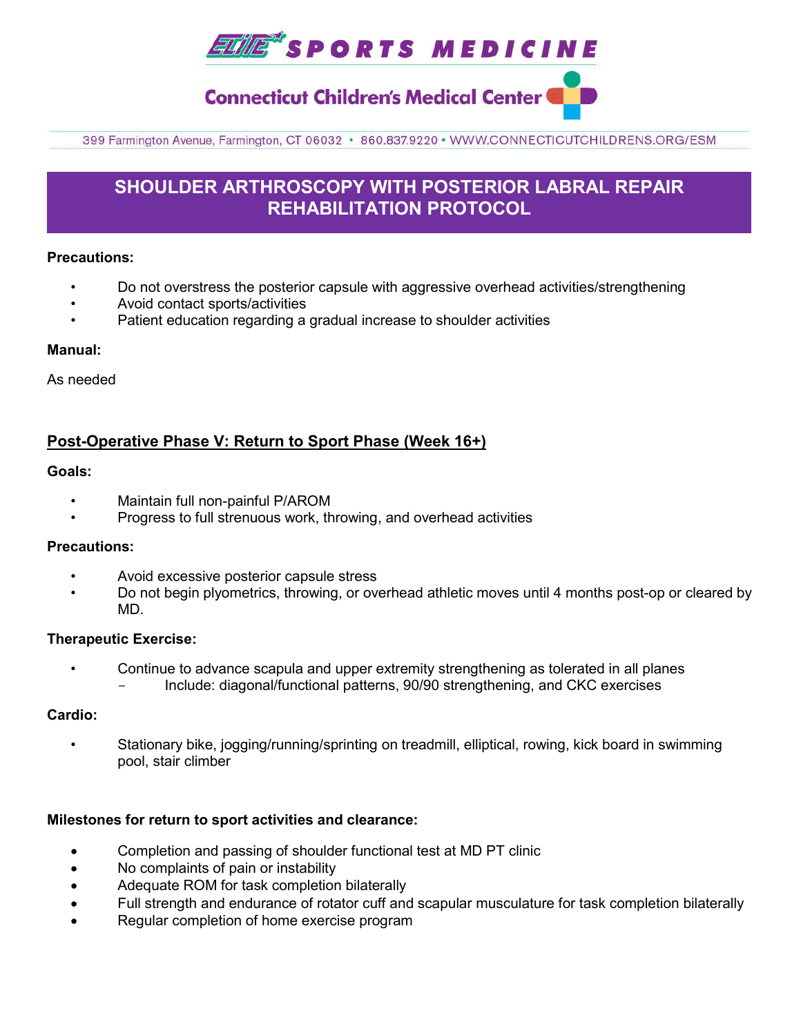# SHOULDER ARTHROSCOPY WITH POSTERIOR LABRAL REPAIR REHABILITATION PROTOCOL

**Precautions:**

- Do not overstress the posterior capsule with aggressive overhead activities/strengthening
- Avoid contact sports/activities
- Patient education regarding a gradual increase to shoulder activities

**Manual:**

As needed

## Post-Operative Phase V: Return to Sport Phase (Week 16+)

**Goals:**

- Maintain full non-painful P/AROM
- Progress to full strenuous work, throwing, and overhead activities

**Precautions:**

- Avoid excessive posterior capsule stress
- Do not begin plyometrics, throwing, or overhead athletic moves until 4 months post-op or cleared by MD.

**Therapeutic Exercise:**

- Continue to advance scapula and upper extremity strengthening as tolerated in all planes
  - Include: diagonal/functional patterns, 90/90 strengthening, and CKC exercises

**Cardio:**

- Stationary bike, jogging/running/sprinting on treadmill, elliptical, rowing, kick board in swimming pool, stair climber

**Milestones for return to sport activities and clearance:**

- Completion and passing of shoulder functional test at MD PT clinic
- No complaints of pain or instability
- Adequate ROM for task completion bilaterally
- Full strength and endurance of rotator cuff and scapular musculature for task completion bilaterally
- Regular completion of home exercise program